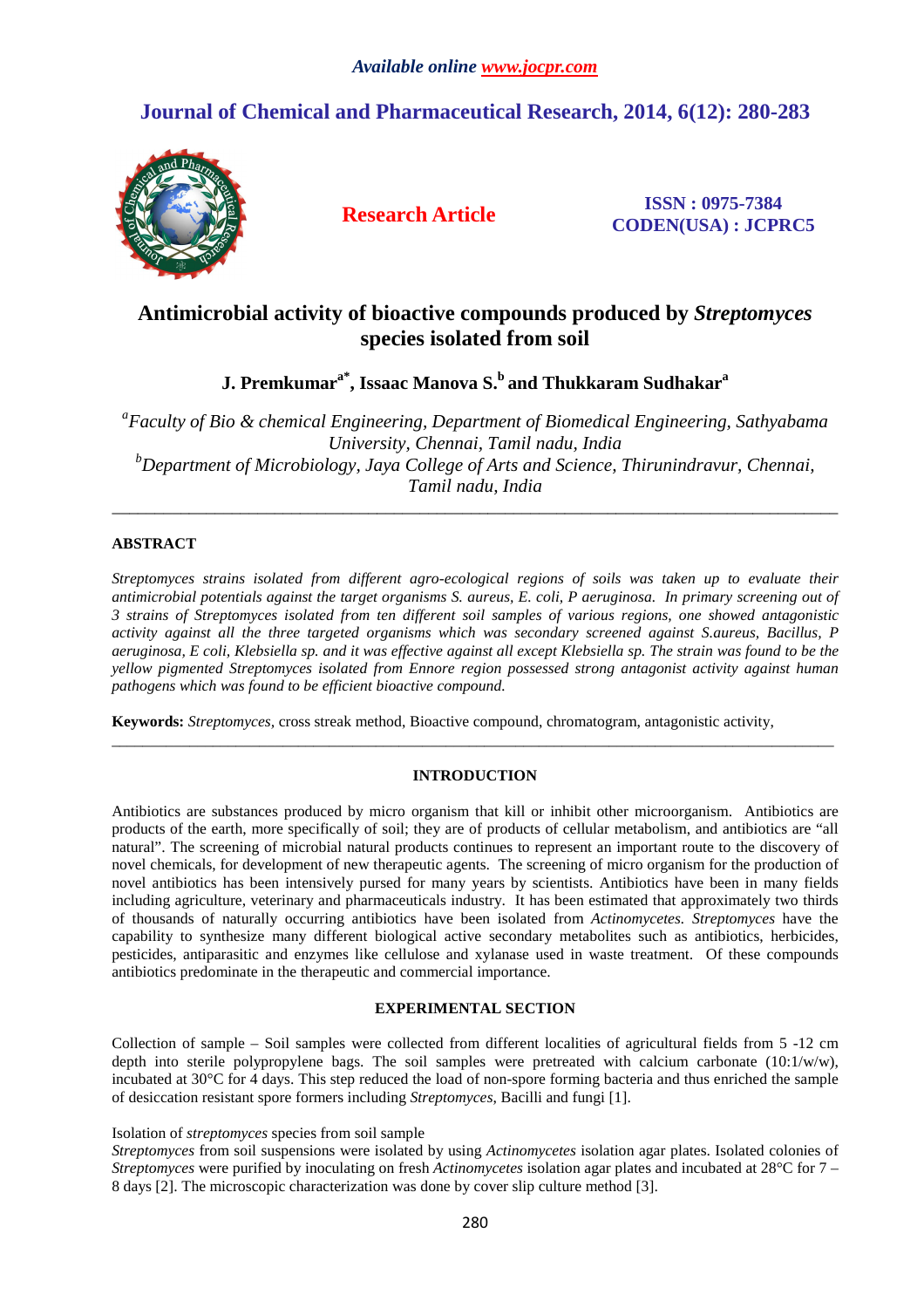# Antimicrobial activity of bioactive compounds produced by *Streptomyces* species isolated from soil

**J. Premkumar[a*], Issaac Manova S.[b] and Thukkaram Sudhakar[a]**

[a]*Faculty of Bio & chemical Engineering, Department of Biomedical Engineering, Sathyabama University, Chennai, Tamil nadu, India*
[b]*Department of Microbiology, Jaya College of Arts and Science, Thirunindravur, Chennai, Tamil nadu, India*

---

## ABSTRACT

*Streptomyces strains isolated from different agro-ecological regions of soils was taken up to evaluate their antimicrobial potentials against the target organisms S. aureus, E. coli, P aeruginosa. In primary screening out of 3 strains of Streptomyces isolated from ten different soil samples of various regions, one showed antagonistic activity against all the three targeted organisms which was secondary screened against S.aureus, Bacillus, P aeruginosa, E coli, Klebsiella sp. and it was effective against all except Klebsiella sp. The strain was found to be the yellow pigmented Streptomyces isolated from Ennore region possessed strong antagonist activity against human pathogens which was found to be efficient bioactive compound.*

**Keywords:** *Streptomyces*, cross streak method, Bioactive compound, chromatogram, antagonistic activity,

---

## INTRODUCTION

Antibiotics are substances produced by micro organism that kill or inhibit other microorganism. Antibiotics are products of the earth, more specifically of soil; they are of products of cellular metabolism, and antibiotics are "all natural". The screening of microbial natural products continues to represent an important route to the discovery of novel chemicals, for development of new therapeutic agents. The screening of micro organism for the production of novel antibiotics has been intensively pursed for many years by scientists. Antibiotics have been in many fields including agriculture, veterinary and pharmaceuticals industry. It has been estimated that approximately two thirds of thousands of naturally occurring antibiotics have been isolated from *Actinomycetes. Streptomyces* have the capability to synthesize many different biological active secondary metabolites such as antibiotics, herbicides, pesticides, antiparasitic and enzymes like cellulose and xylanase used in waste treatment. Of these compounds antibiotics predominate in the therapeutic and commercial importance.

## EXPERIMENTAL SECTION

Collection of sample – Soil samples were collected from different localities of agricultural fields from 5 -12 cm depth into sterile polypropylene bags. The soil samples were pretreated with calcium carbonate (10:1/w/w), incubated at 30°C for 4 days. This step reduced the load of non-spore forming bacteria and thus enriched the sample of desiccation resistant spore formers including *Streptomyces*, Bacilli and fungi [1].

Isolation of *streptomyces* species from soil sample
*Streptomyces* from soil suspensions were isolated by using *Actinomycetes* isolation agar plates. Isolated colonies of *Streptomyces* were purified by inoculating on fresh *Actinomycetes* isolation agar plates and incubated at 28°C for 7 – 8 days [2]. The microscopic characterization was done by cover slip culture method [3].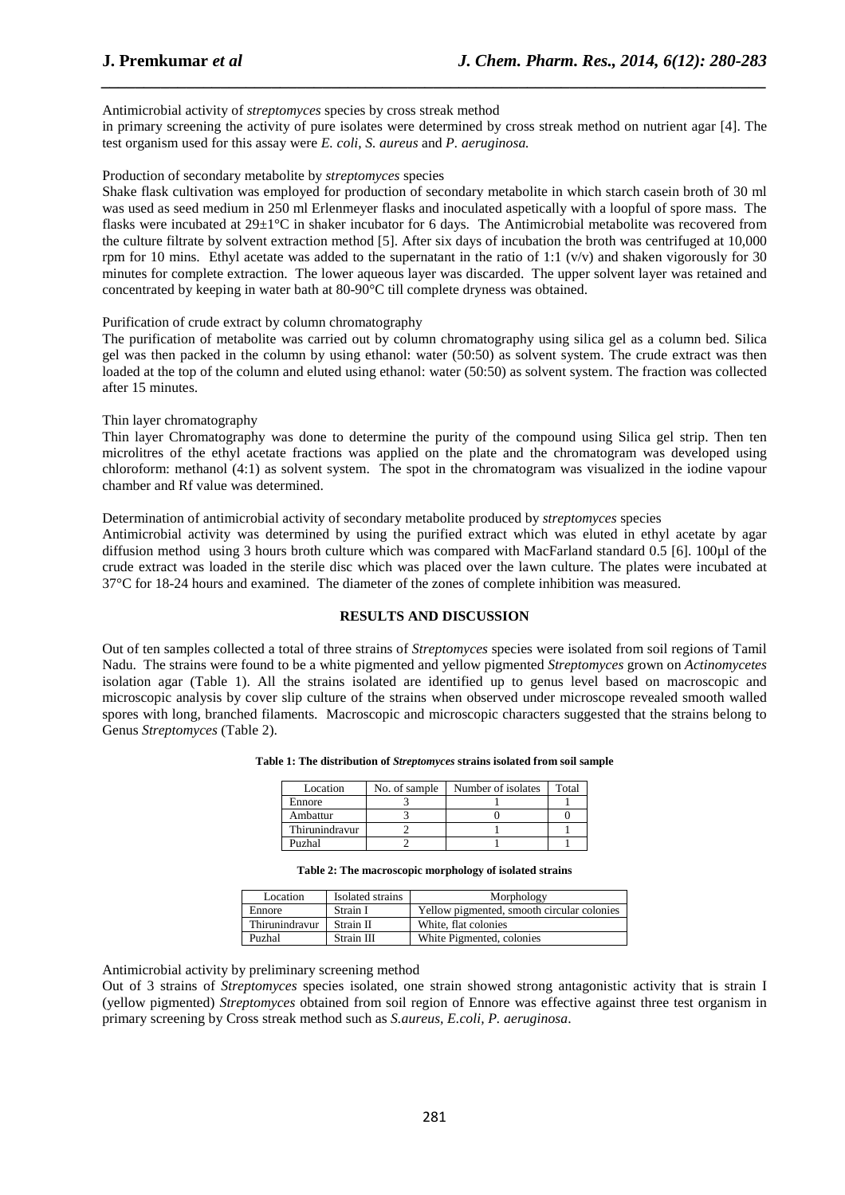Antimicrobial activity of *streptomyces* species by cross streak method

in primary screening the activity of pure isolates were determined by cross streak method on nutrient agar [4]. The test organism used for this assay were *E. coli*, *S. aureus* and *P. aeruginosa.*

Production of secondary metabolite by *streptomyces* species

Shake flask cultivation was employed for production of secondary metabolite in which starch casein broth of 30 ml was used as seed medium in 250 ml Erlenmeyer flasks and inoculated aspetically with a loopful of spore mass. The flasks were incubated at 29±1°C in shaker incubator for 6 days. The Antimicrobial metabolite was recovered from the culture filtrate by solvent extraction method [5]. After six days of incubation the broth was centrifuged at 10,000 rpm for 10 mins. Ethyl acetate was added to the supernatant in the ratio of 1:1 (v/v) and shaken vigorously for 30 minutes for complete extraction. The lower aqueous layer was discarded. The upper solvent layer was retained and concentrated by keeping in water bath at 80-90°C till complete dryness was obtained.

Purification of crude extract by column chromatography

The purification of metabolite was carried out by column chromatography using silica gel as a column bed. Silica gel was then packed in the column by using ethanol: water (50:50) as solvent system. The crude extract was then loaded at the top of the column and eluted using ethanol: water (50:50) as solvent system. The fraction was collected after 15 minutes.

Thin layer chromatography

Thin layer Chromatography was done to determine the purity of the compound using Silica gel strip. Then ten microlitres of the ethyl acetate fractions was applied on the plate and the chromatogram was developed using chloroform: methanol (4:1) as solvent system. The spot in the chromatogram was visualized in the iodine vapour chamber and Rf value was determined.

Determination of antimicrobial activity of secondary metabolite produced by *streptomyces* species

Antimicrobial activity was determined by using the purified extract which was eluted in ethyl acetate by agar diffusion method using 3 hours broth culture which was compared with MacFarland standard 0.5 [6]. 100µl of the crude extract was loaded in the sterile disc which was placed over the lawn culture. The plates were incubated at 37°C for 18-24 hours and examined. The diameter of the zones of complete inhibition was measured.

## RESULTS AND DISCUSSION

Out of ten samples collected a total of three strains of *Streptomyces* species were isolated from soil regions of Tamil Nadu. The strains were found to be a white pigmented and yellow pigmented *Streptomyces* grown on *Actinomycetes* isolation agar (Table 1). All the strains isolated are identified up to genus level based on macroscopic and microscopic analysis by cover slip culture of the strains when observed under microscope revealed smooth walled spores with long, branched filaments. Macroscopic and microscopic characters suggested that the strains belong to Genus *Streptomyces* (Table 2).

**Table 1: The distribution of *Streptomyces* strains isolated from soil sample**

| Location | No. of sample | Number of isolates | Total |
|---|---|---|---|
| Ennore | 3 | 1 | 1 |
| Ambattur | 3 | 0 | 0 |
| Thirunindravur | 2 | 1 | 1 |
| Puzhal | 2 | 1 | 1 |

**Table 2: The macroscopic morphology of isolated strains**

| Location | Isolated strains | Morphology |
|---|---|---|
| Ennore | Strain I | Yellow pigmented, smooth circular colonies |
| Thirunindravur | Strain II | White, flat colonies |
| Puzhal | Strain III | White Pigmented, colonies |

Antimicrobial activity by preliminary screening method

Out of 3 strains of *Streptomyces* species isolated, one strain showed strong antagonistic activity that is strain I (yellow pigmented) *Streptomyces* obtained from soil region of Ennore was effective against three test organism in primary screening by Cross streak method such as *S.aureus, E.coli, P. aeruginosa*.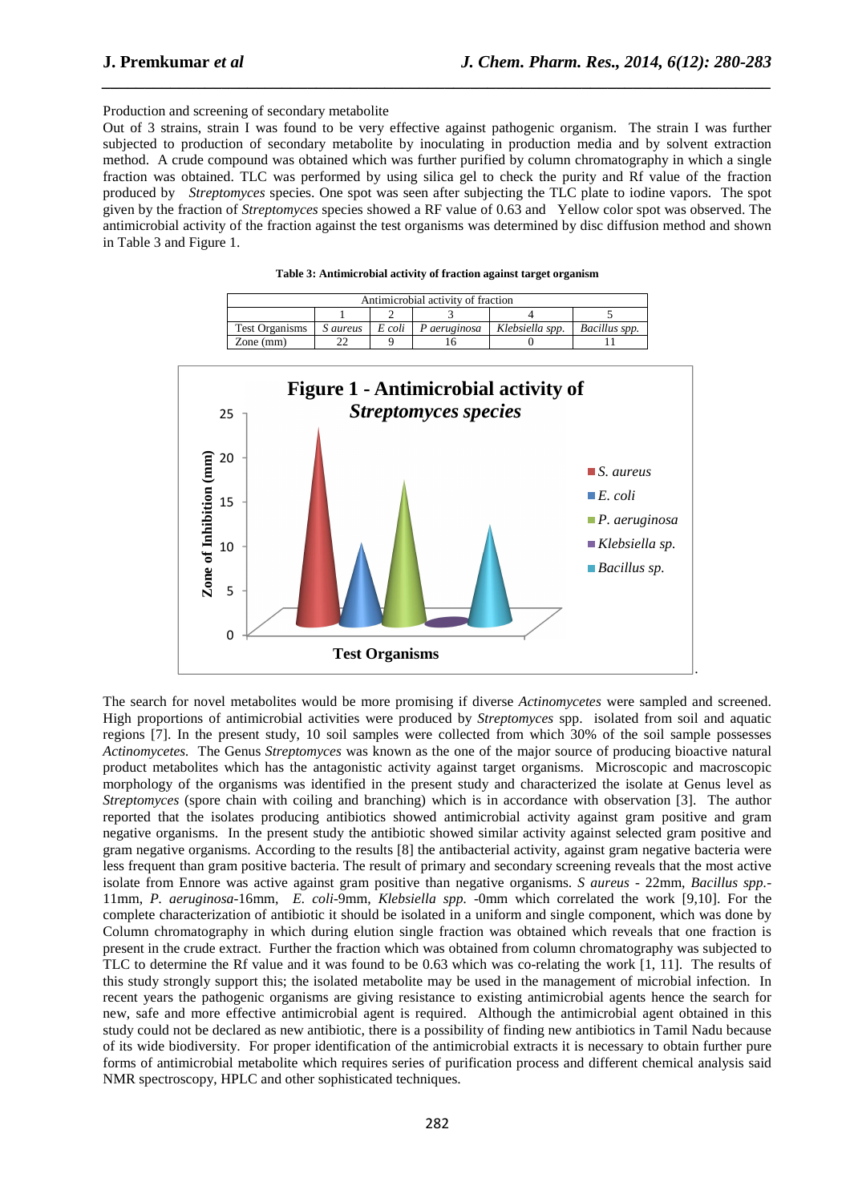Production and screening of secondary metabolite

Out of 3 strains, strain I was found to be very effective against pathogenic organism. The strain I was further subjected to production of secondary metabolite by inoculating in production media and by solvent extraction method. A crude compound was obtained which was further purified by column chromatography in which a single fraction was obtained. TLC was performed by using silica gel to check the purity and Rf value of the fraction produced by *Streptomyces* species. One spot was seen after subjecting the TLC plate to iodine vapors. The spot given by the fraction of *Streptomyces* species showed a RF value of 0.63 and Yellow color spot was observed. The antimicrobial activity of the fraction against the test organisms was determined by disc diffusion method and shown in Table 3 and Figure 1.

**Table 3: Antimicrobial activity of fraction against target organism**

| Antimicrobial activity of fraction | | | | | |
|---|---|---|---|---|---|
| | 1 | 2 | 3 | 4 | 5 |
| Test Organisms | *S aureus* | *E coli* | *P aeruginosa* | *Klebsiella spp.* | *Bacillus spp.* |
| Zone (mm) | 22 | 9 | 16 | 0 | 11 |

**Figure 1 - Antimicrobial activity of *Streptomyces species***

The search for novel metabolites would be more promising if diverse *Actinomycetes* were sampled and screened. High proportions of antimicrobial activities were produced by *Streptomyces* spp. isolated from soil and aquatic regions [7]. In the present study, 10 soil samples were collected from which 30% of the soil sample possesses *Actinomycetes.* The Genus *Streptomyces* was known as the one of the major source of producing bioactive natural product metabolites which has the antagonistic activity against target organisms. Microscopic and macroscopic morphology of the organisms was identified in the present study and characterized the isolate at Genus level as *Streptomyces* (spore chain with coiling and branching) which is in accordance with observation [3]. The author reported that the isolates producing antibiotics showed antimicrobial activity against gram positive and gram negative organisms. In the present study the antibiotic showed similar activity against selected gram positive and gram negative organisms. According to the results [8] the antibacterial activity, against gram negative bacteria were less frequent than gram positive bacteria. The result of primary and secondary screening reveals that the most active isolate from Ennore was active against gram positive than negative organisms. *S aureus* - 22mm, *Bacillus spp.*- 11mm, *P. aeruginosa*-16mm, *E. coli*-9mm, *Klebsiella spp.* -0mm which correlated the work [9,10]. For the complete characterization of antibiotic it should be isolated in a uniform and single component, which was done by Column chromatography in which during elution single fraction was obtained which reveals that one fraction is present in the crude extract. Further the fraction which was obtained from column chromatography was subjected to TLC to determine the Rf value and it was found to be 0.63 which was co-relating the work [1, 11]. The results of this study strongly support this; the isolated metabolite may be used in the management of microbial infection. In recent years the pathogenic organisms are giving resistance to existing antimicrobial agents hence the search for new, safe and more effective antimicrobial agent is required. Although the antimicrobial agent obtained in this study could not be declared as new antibiotic, there is a possibility of finding new antibiotics in Tamil Nadu because of its wide biodiversity. For proper identification of the antimicrobial extracts it is necessary to obtain further pure forms of antimicrobial metabolite which requires series of purification process and different chemical analysis said NMR spectroscopy, HPLC and other sophisticated techniques.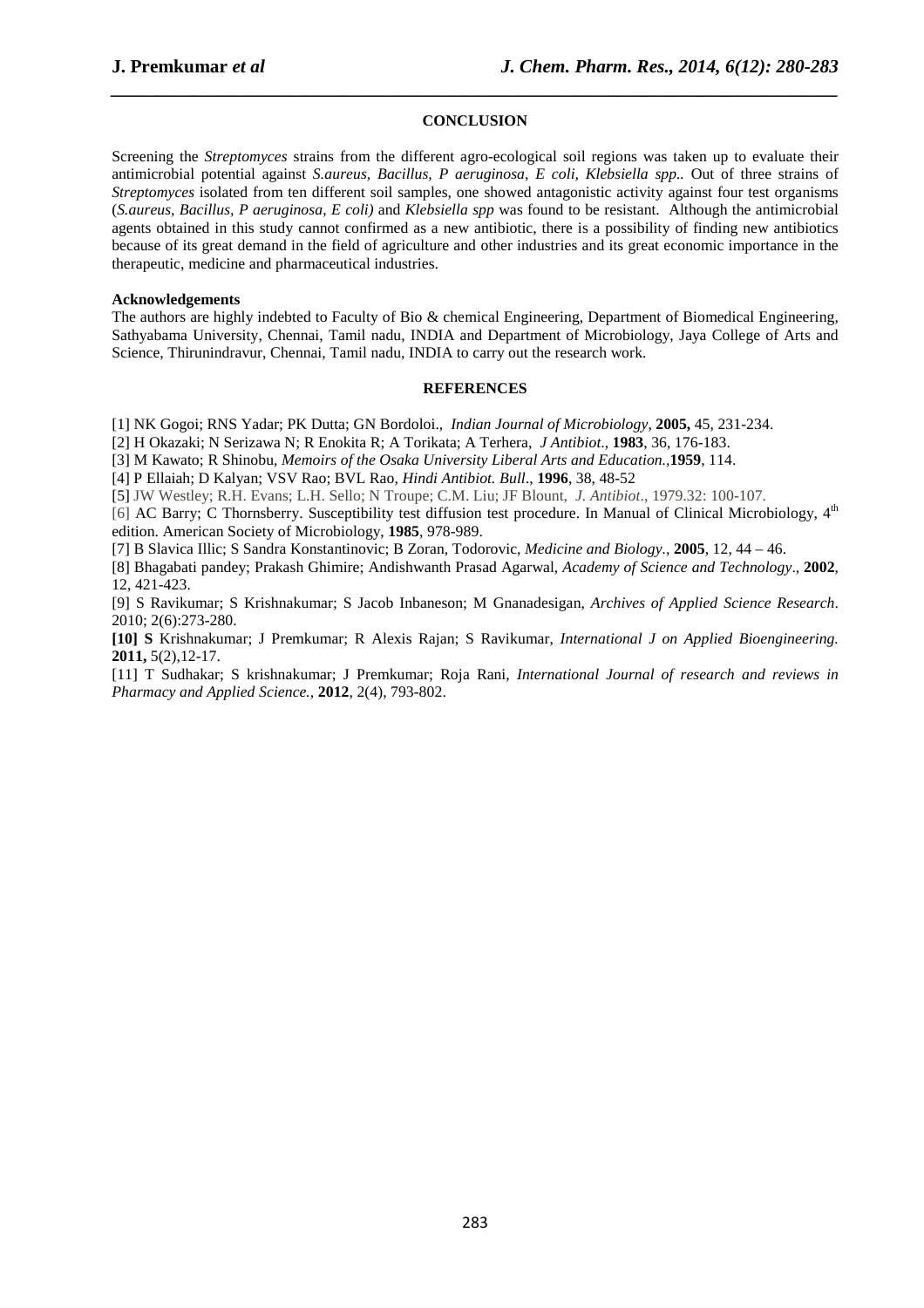## CONCLUSION

Screening the *Streptomyces* strains from the different agro-ecological soil regions was taken up to evaluate their antimicrobial potential against *S.aureus, Bacillus, P aeruginosa, E coli, Klebsiella spp*.. Out of three strains of *Streptomyces* isolated from ten different soil samples, one showed antagonistic activity against four test organisms (*S.aureus, Bacillus, P aeruginosa, E coli)* and *Klebsiella spp* was found to be resistant. Although the antimicrobial agents obtained in this study cannot confirmed as a new antibiotic, there is a possibility of finding new antibiotics because of its great demand in the field of agriculture and other industries and its great economic importance in the therapeutic, medicine and pharmaceutical industries.

### Acknowledgements

The authors are highly indebted to Faculty of Bio & chemical Engineering, Department of Biomedical Engineering, Sathyabama University, Chennai, Tamil nadu, INDIA and Department of Microbiology, Jaya College of Arts and Science, Thirunindravur, Chennai, Tamil nadu, INDIA to carry out the research work.

## REFERENCES

[1] NK Gogoi; RNS Yadar; PK Dutta; GN Bordoloi., *Indian Journal of Microbiology*, **2005,** 45, 231-234.

[2] H Okazaki; N Serizawa N; R Enokita R; A Torikata; A Terhera, *J Antibiot*., **1983**, 36, 176-183.

[3] M Kawato; R Shinobu, *Memoirs of the Osaka University Liberal Arts and Education.*,**1959**, 114.

[4] P Ellaiah; D Kalyan; VSV Rao; BVL Rao, *Hindi Antibiot. Bull*., **1996**, 38, 48-52

[5] JW Westley; R.H. Evans; L.H. Sello; N Troupe; C.M. Liu; JF Blount, *J. Antibiot*., 1979.32: 100-107.

[6] AC Barry; C Thornsberry. Susceptibility test diffusion test procedure. In Manual of Clinical Microbiology, 4th edition. American Society of Microbiology, **1985**, 978-989.

[7] B Slavica Illic; S Sandra Konstantinovic; B Zoran, Todorovic, *Medicine and Biology.*, **2005**, 12, 44 – 46.

[8] Bhagabati pandey; Prakash Ghimire; Andishwanth Prasad Agarwal, *Academy of Science and Technology*., **2002**, 12, 421-423.

[9] S Ravikumar; S Krishnakumar; S Jacob Inbaneson; M Gnanadesigan, *Archives of Applied Science Research*. 2010; 2(6):273-280.

**[10] S** Krishnakumar; J Premkumar; R Alexis Rajan; S Ravikumar, *International J on Applied Bioengineering.* **2011,** 5(2),12-17.

[11] T Sudhakar; S krishnakumar; J Premkumar; Roja Rani, *International Journal of research and reviews in Pharmacy and Applied Science.*, **2012**, 2(4), 793-802.